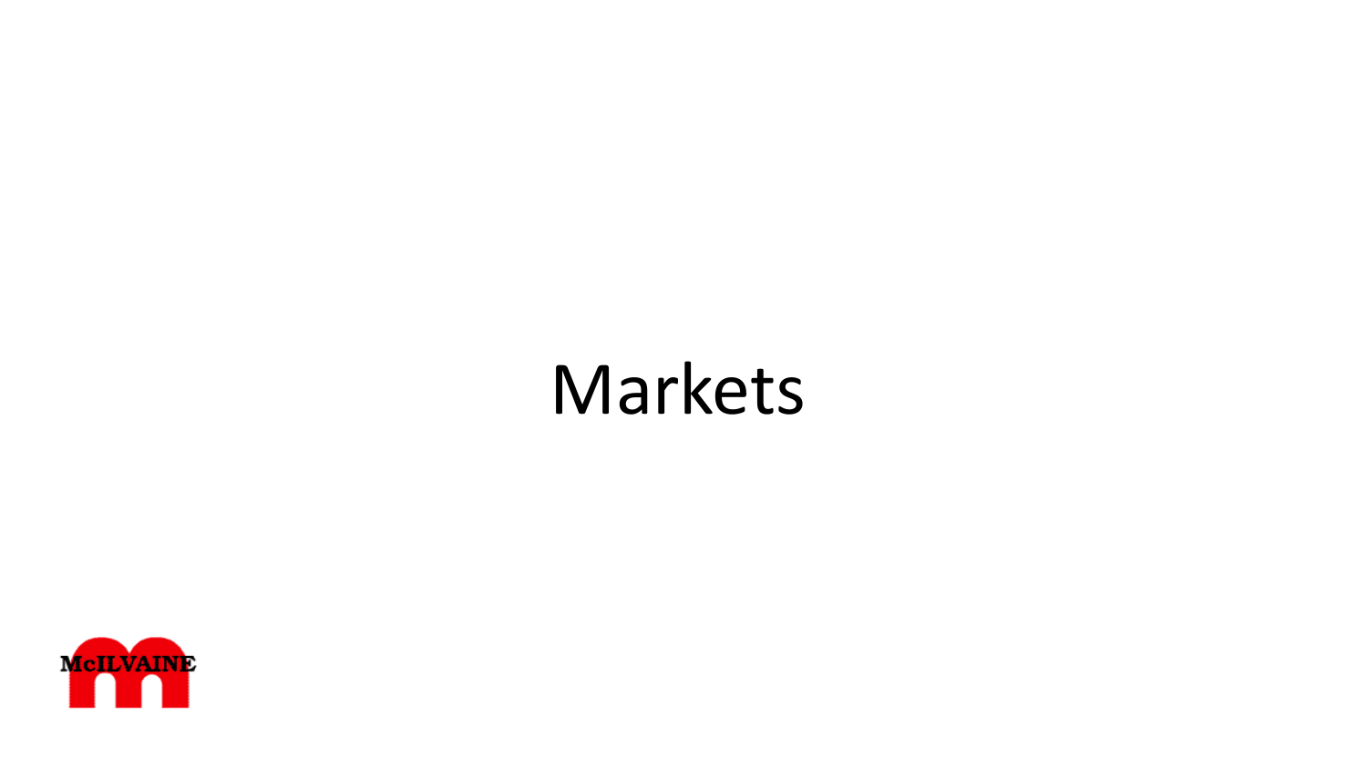# Markets

McILVAINE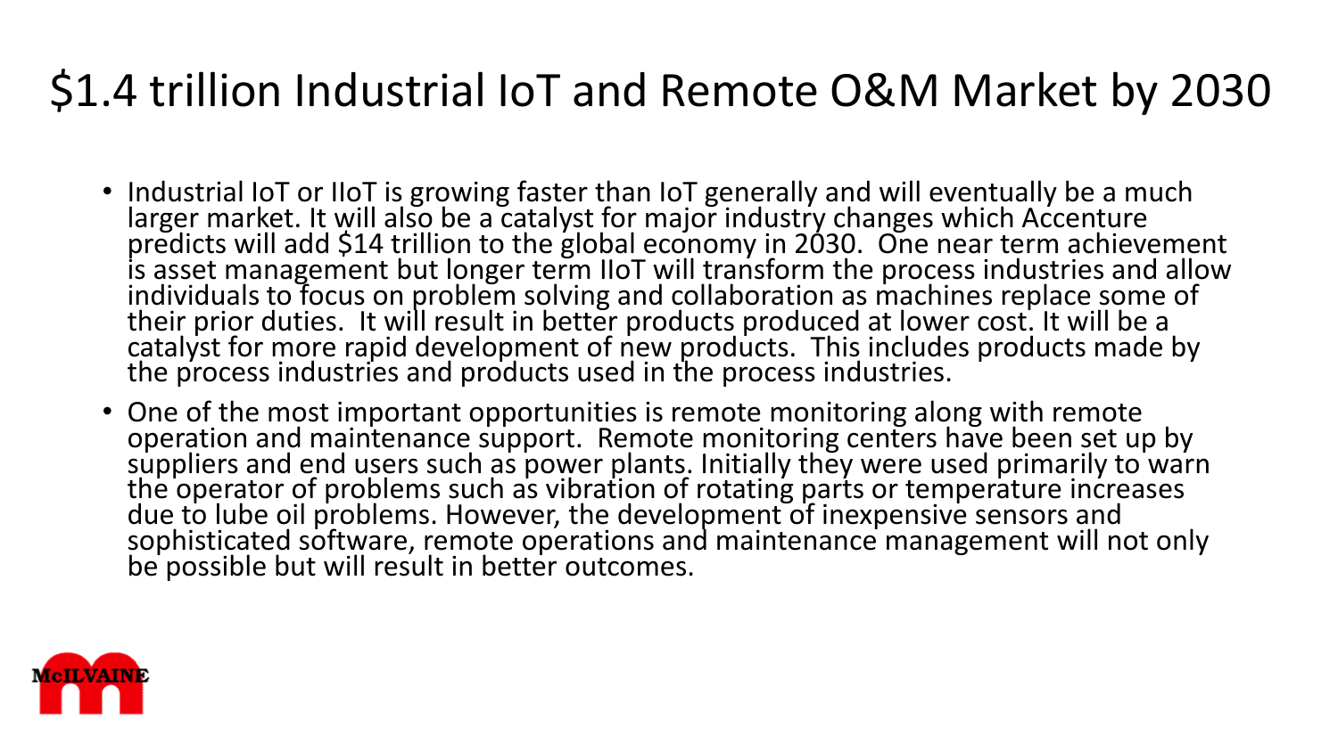# $1.4 trillion Industrial IoT and Remote O&M Market by 2030

- Industrial IoT or IIoT is growing faster than IoT generally and will eventually be a much larger market. It will also be a catalyst for major industry changes which Accenture predicts will add $14 trillion to the global economy in 2030. One near term achievement is asset management but longer term IIoT will transform the process industries and allow individuals to focus on problem solving and collaboration as machines replace some of their prior duties. It will result in better products produced at lower cost. It will be a catalyst for more rapid development of new products. This includes products made by the process industries and products used in the process industries.
- One of the most important opportunities is remote monitoring along with remote operation and maintenance support. Remote monitoring centers have been set up by suppliers and end users such as power plants. Initially they were used primarily to warn the operator of problems such as vibration of rotating parts or temperature increases due to lube oil problems. However, the development of inexpensive sensors and sophisticated software, remote operations and maintenance management will not only be possible but will result in better outcomes.

McILVAINE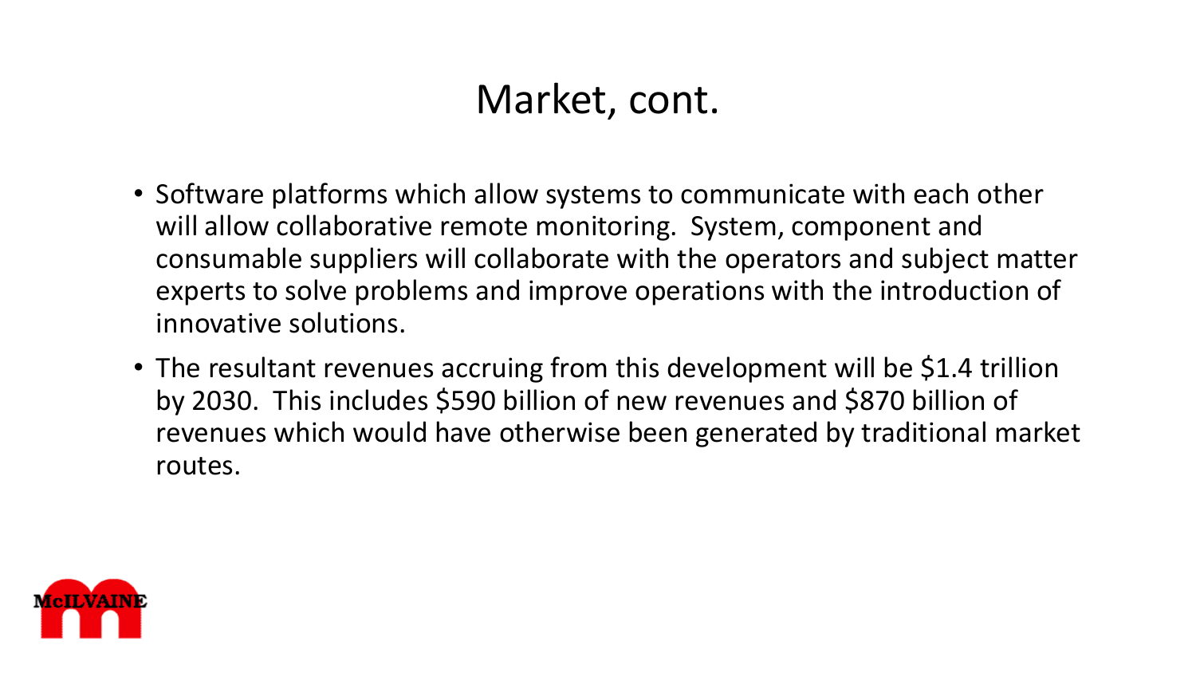# Market, cont.

- Software platforms which allow systems to communicate with each other will allow collaborative remote monitoring. System, component and consumable suppliers will collaborate with the operators and subject matter experts to solve problems and improve operations with the introduction of innovative solutions.
- The resultant revenues accruing from this development will be $1.4 trillion by 2030. This includes $590 billion of new revenues and $870 billion of revenues which would have otherwise been generated by traditional market routes.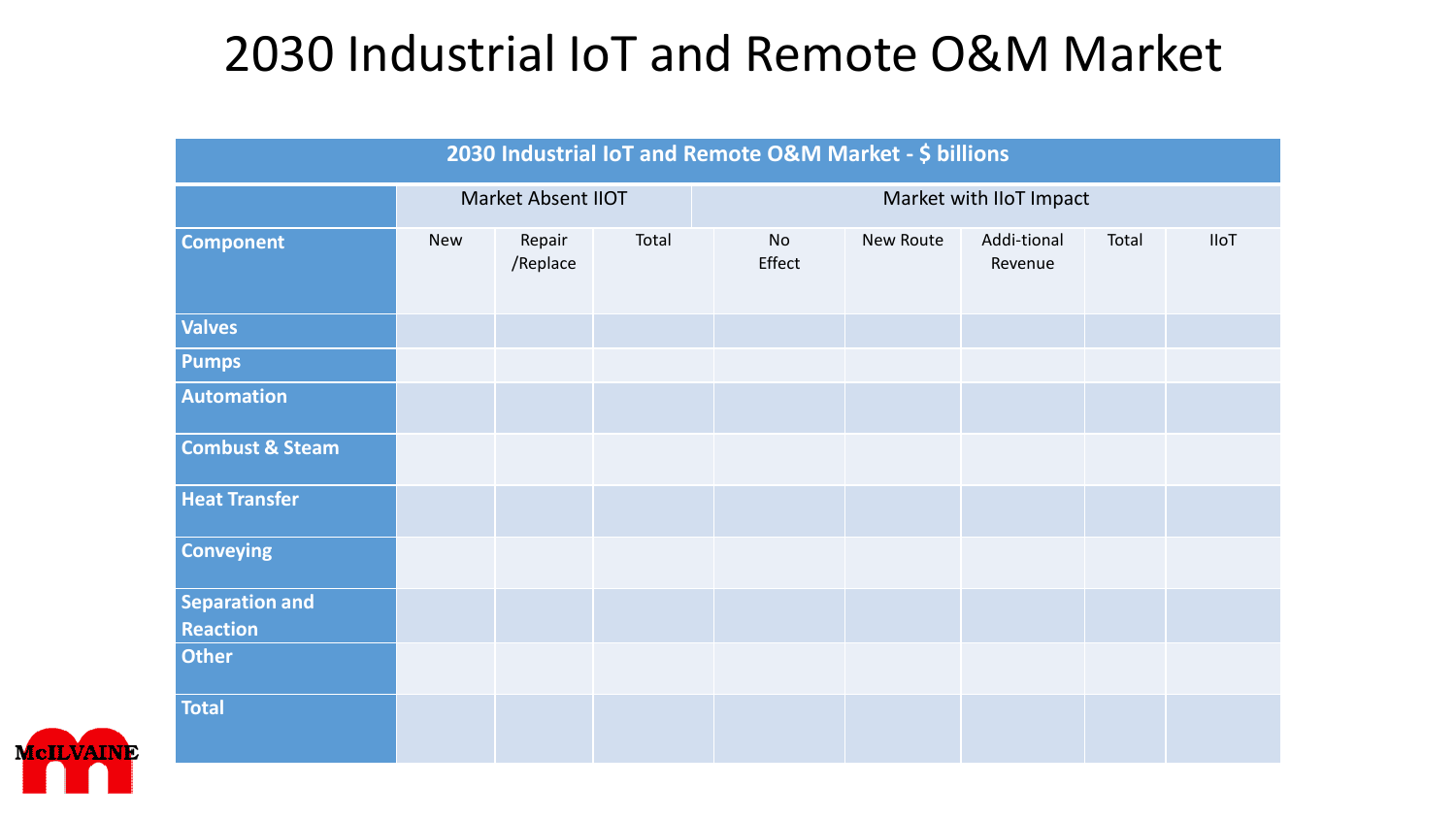# 2030 Industrial IoT and Remote O&M Market

| 2030 Industrial IoT and Remote O&M Market - $ billions | | | | | | | | |
|---|---|---|---|---|---|---|---|---|
| | Market Absent IIOT | | | Market with IIoT Impact | | | | |
| **Component** | New | Repair /Replace | Total | No Effect | New Route | Addi-tional Revenue | Total | IIoT |
| **Valves** | | | | | | | | |
| **Pumps** | | | | | | | | |
| **Automation** | | | | | | | | |
| **Combust & Steam** | | | | | | | | |
| **Heat Transfer** | | | | | | | | |
| **Conveying** | | | | | | | | |
| **Separation and Reaction** | | | | | | | | |
| **Other** | | | | | | | | |
| **Total** | | | | | | | | |

McILVAINE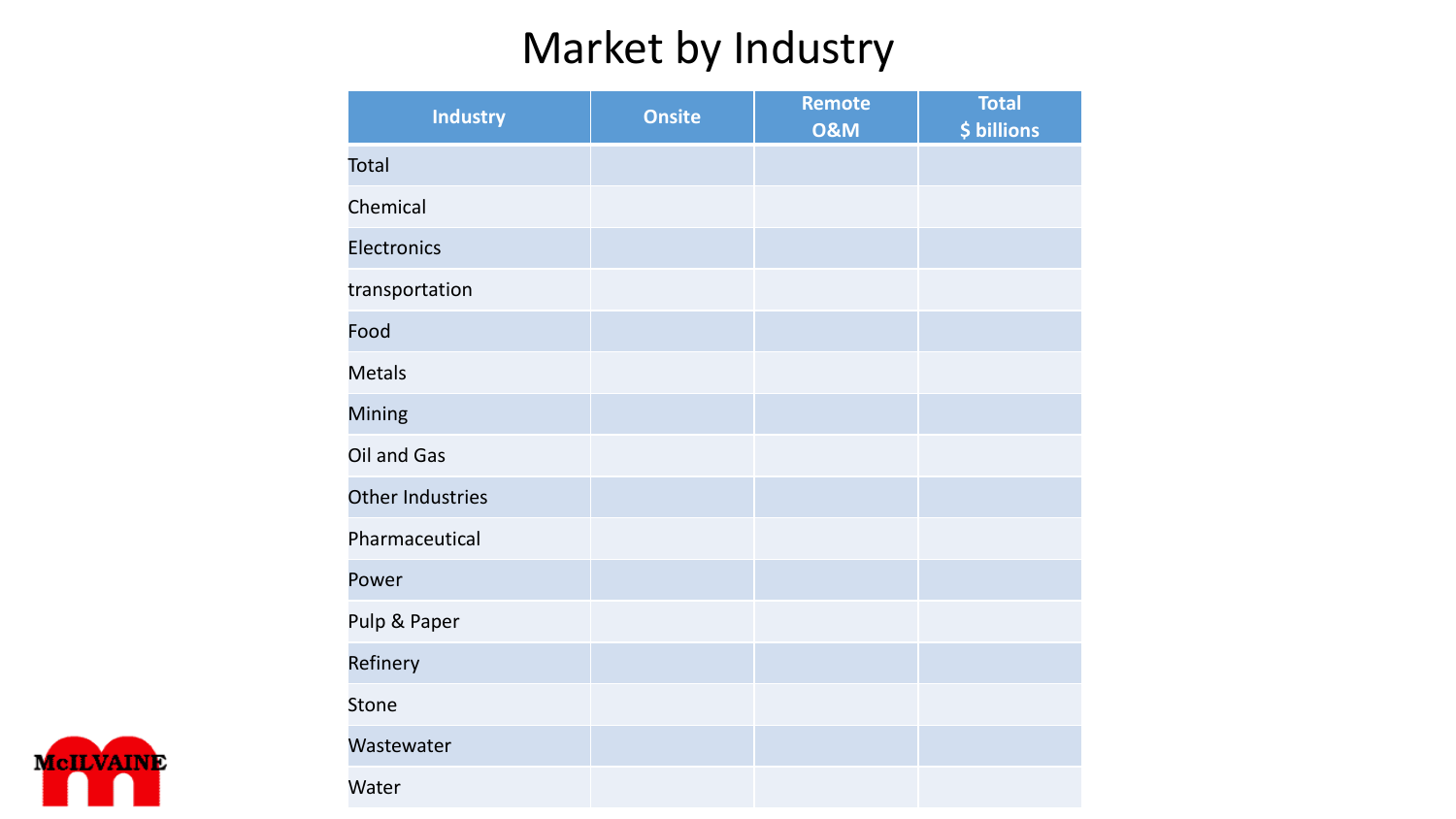# Market by Industry

| Industry | Onsite | Remote O&M | Total $ billions |
|---|---|---|---|
| Total | | | |
| Chemical | | | |
| Electronics | | | |
| transportation | | | |
| Food | | | |
| Metals | | | |
| Mining | | | |
| Oil and Gas | | | |
| Other Industries | | | |
| Pharmaceutical | | | |
| Power | | | |
| Pulp & Paper | | | |
| Refinery | | | |
| Stone | | | |
| Wastewater | | | |
| Water | | | |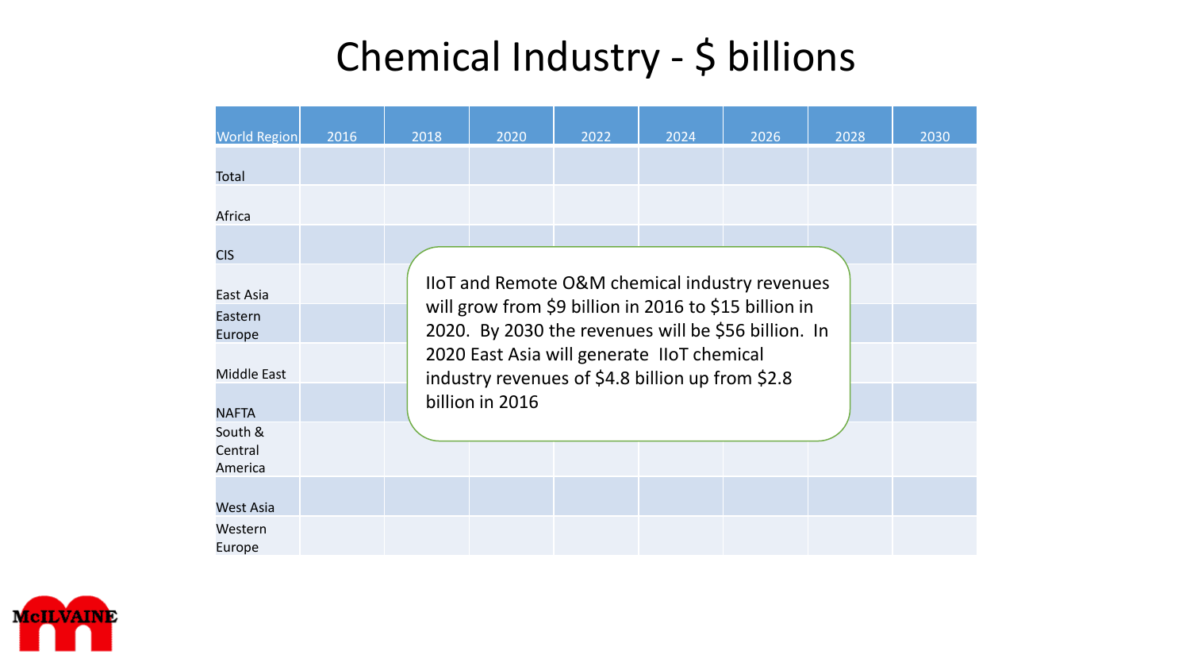# Chemical Industry - $ billions

| World Region | 2016 | 2018 | 2020 | 2022 | 2024 | 2026 | 2028 | 2030 |
|---|---|---|---|---|---|---|---|---|
| Total | | | | | | | | |
| Africa | | | | | | | | |
| CIS | | | | | | | | |
| East Asia | | | | | | | | |
| Eastern Europe | | | | | | | | |
| Middle East | | | | | | | | |
| NAFTA | | | | | | | | |
| South & Central America | | | | | | | | |
| West Asia | | | | | | | | |
| Western Europe | | | | | | | | |

IIoT and Remote O&M chemical industry revenues will grow from $9 billion in 2016 to $15 billion in 2020. By 2030 the revenues will be $56 billion. In 2020 East Asia will generate IIoT chemical industry revenues of $4.8 billion up from $2.8 billion in 2016

McILVAINE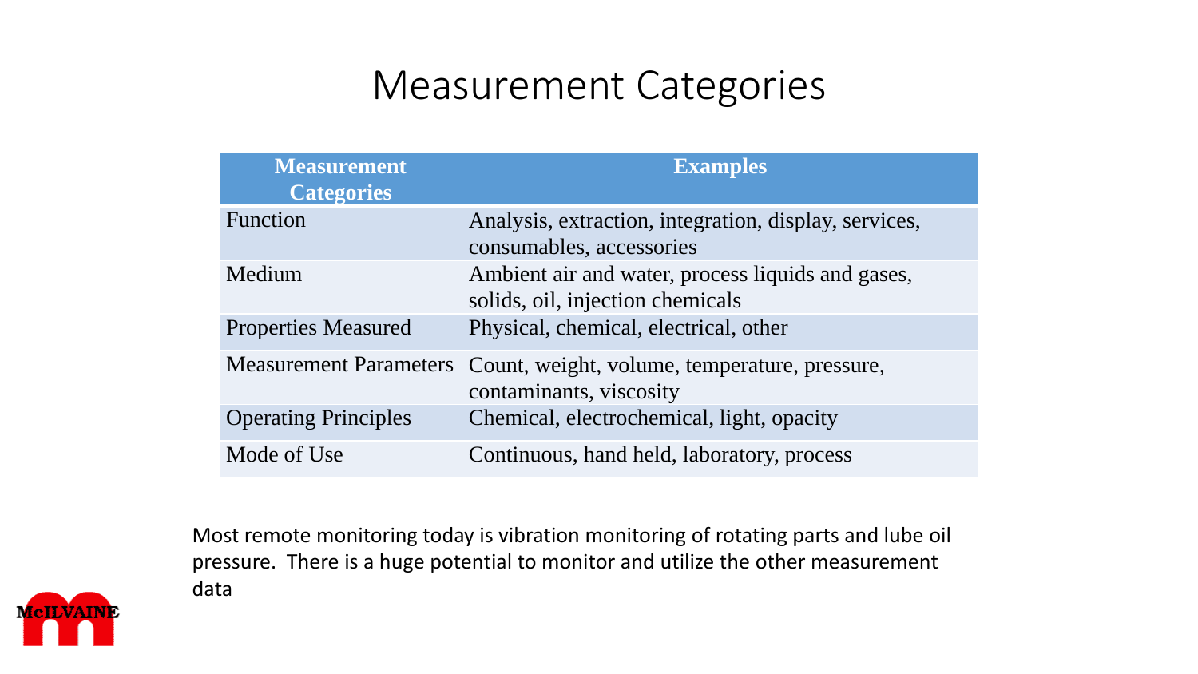# Measurement Categories

| Measurement Categories | Examples |
|---|---|
| Function | Analysis, extraction, integration, display, services, consumables, accessories |
| Medium | Ambient air and water, process liquids and gases, solids, oil, injection chemicals |
| Properties Measured | Physical, chemical, electrical, other |
| Measurement Parameters | Count, weight, volume, temperature, pressure, contaminants, viscosity |
| Operating Principles | Chemical, electrochemical, light, opacity |
| Mode of Use | Continuous, hand held, laboratory, process |

Most remote monitoring today is vibration monitoring of rotating parts and lube oil pressure. There is a huge potential to monitor and utilize the other measurement data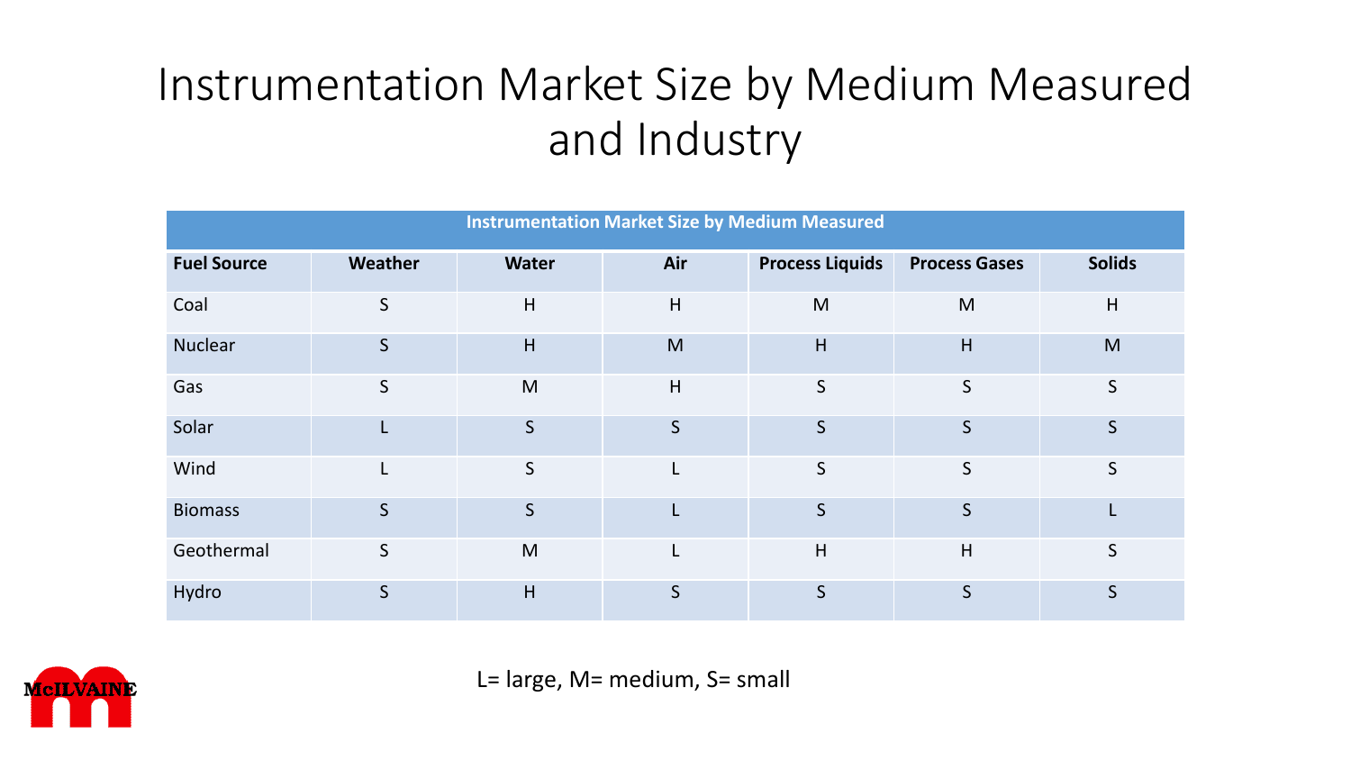# Instrumentation Market Size by Medium Measured and Industry

| Instrumentation Market Size by Medium Measured | | | | | | |
|---|---|---|---|---|---|---|
| **Fuel Source** | **Weather** | **Water** | **Air** | **Process Liquids** | **Process Gases** | **Solids** |
| Coal | S | H | H | M | M | H |
| Nuclear | S | H | M | H | H | M |
| Gas | S | M | H | S | S | S |
| Solar | L | S | S | S | S | S |
| Wind | L | S | L | S | S | S |
| Biomass | S | S | L | S | S | L |
| Geothermal | S | M | L | H | H | S |
| Hydro | S | H | S | S | S | S |

L= large, M= medium, S= small

McILVAINE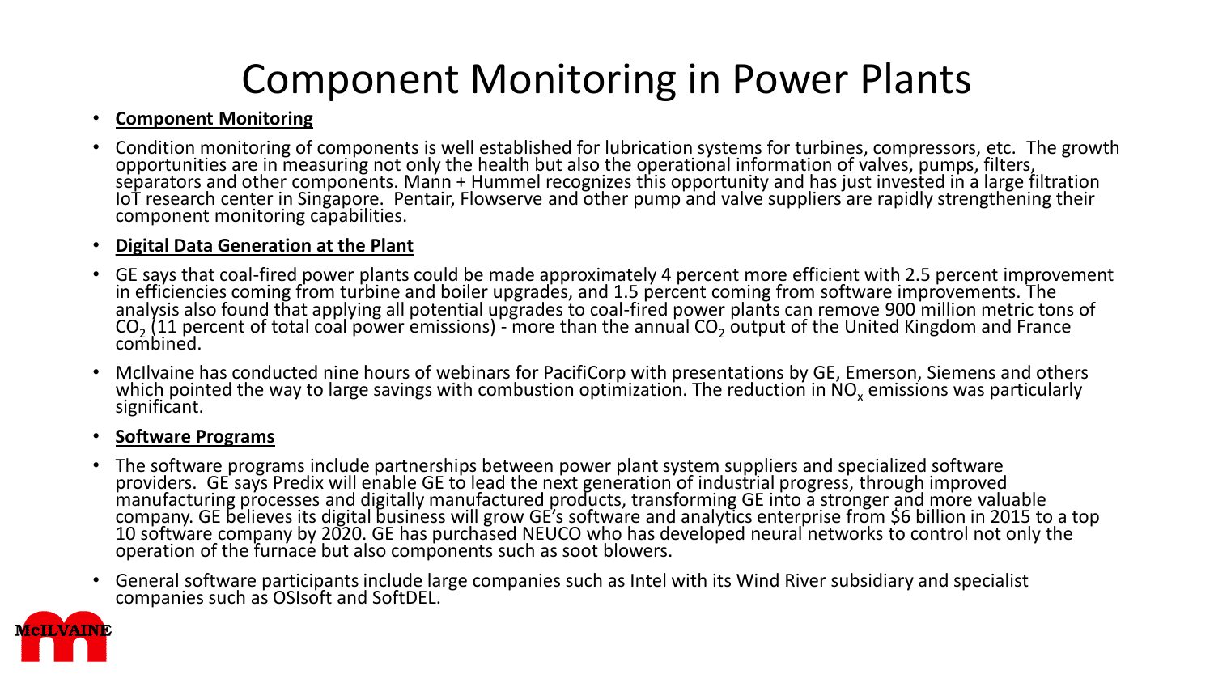# Component Monitoring in Power Plants

- **Component Monitoring**
- Condition monitoring of components is well established for lubrication systems for turbines, compressors, etc. The growth opportunities are in measuring not only the health but also the operational information of valves, pumps, filters, separators and other components. Mann + Hummel recognizes this opportunity and has just invested in a large filtration IoT research center in Singapore. Pentair, Flowserve and other pump and valve suppliers are rapidly strengthening their component monitoring capabilities.
- **Digital Data Generation at the Plant**
- GE says that coal-fired power plants could be made approximately 4 percent more efficient with 2.5 percent improvement in efficiencies coming from turbine and boiler upgrades, and 1.5 percent coming from software improvements. The analysis also found that applying all potential upgrades to coal-fired power plants can remove 900 million metric tons of $CO_2$ (11 percent of total coal power emissions) - more than the annual $CO_2$ output of the United Kingdom and France combined.
- McIlvaine has conducted nine hours of webinars for PacifiCorp with presentations by GE, Emerson, Siemens and others which pointed the way to large savings with combustion optimization. The reduction in $NO_x$ emissions was particularly significant.
- **Software Programs**
- The software programs include partnerships between power plant system suppliers and specialized software providers. GE says Predix will enable GE to lead the next generation of industrial progress, through improved manufacturing processes and digitally manufactured products, transforming GE into a stronger and more valuable company. GE believes its digital business will grow GE's software and analytics enterprise from $6 billion in 2015 to a top 10 software company by 2020. GE has purchased NEUCO who has developed neural networks to control not only the operation of the furnace but also components such as soot blowers.
- General software participants include large companies such as Intel with its Wind River subsidiary and specialist companies such as OSIsoft and SoftDEL.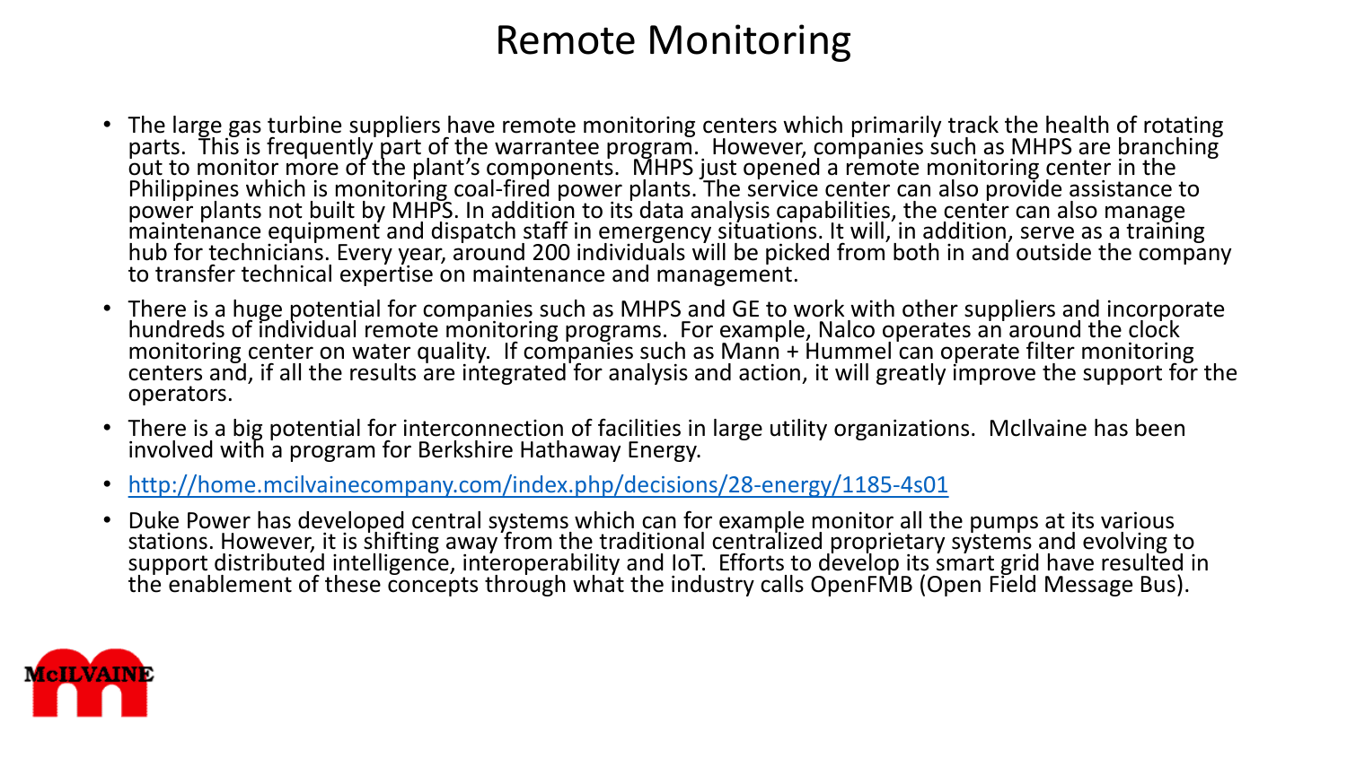# Remote Monitoring

- The large gas turbine suppliers have remote monitoring centers which primarily track the health of rotating parts. This is frequently part of the warrantee program. However, companies such as MHPS are branching out to monitor more of the plant's components. MHPS just opened a remote monitoring center in the Philippines which is monitoring coal-fired power plants. The service center can also provide assistance to power plants not built by MHPS. In addition to its data analysis capabilities, the center can also manage maintenance equipment and dispatch staff in emergency situations. It will, in addition, serve as a training hub for technicians. Every year, around 200 individuals will be picked from both in and outside the company to transfer technical expertise on maintenance and management.
- There is a huge potential for companies such as MHPS and GE to work with other suppliers and incorporate hundreds of individual remote monitoring programs. For example, Nalco operates an around the clock monitoring center on water quality. If companies such as Mann + Hummel can operate filter monitoring centers and, if all the results are integrated for analysis and action, it will greatly improve the support for the operators.
- There is a big potential for interconnection of facilities in large utility organizations. McIlvaine has been involved with a program for Berkshire Hathaway Energy.
- http://home.mcilvainecompany.com/index.php/decisions/28-energy/1185-4s01
- Duke Power has developed central systems which can for example monitor all the pumps at its various stations. However, it is shifting away from the traditional centralized proprietary systems and evolving to support distributed intelligence, interoperability and IoT. Efforts to develop its smart grid have resulted in the enablement of these concepts through what the industry calls OpenFMB (Open Field Message Bus).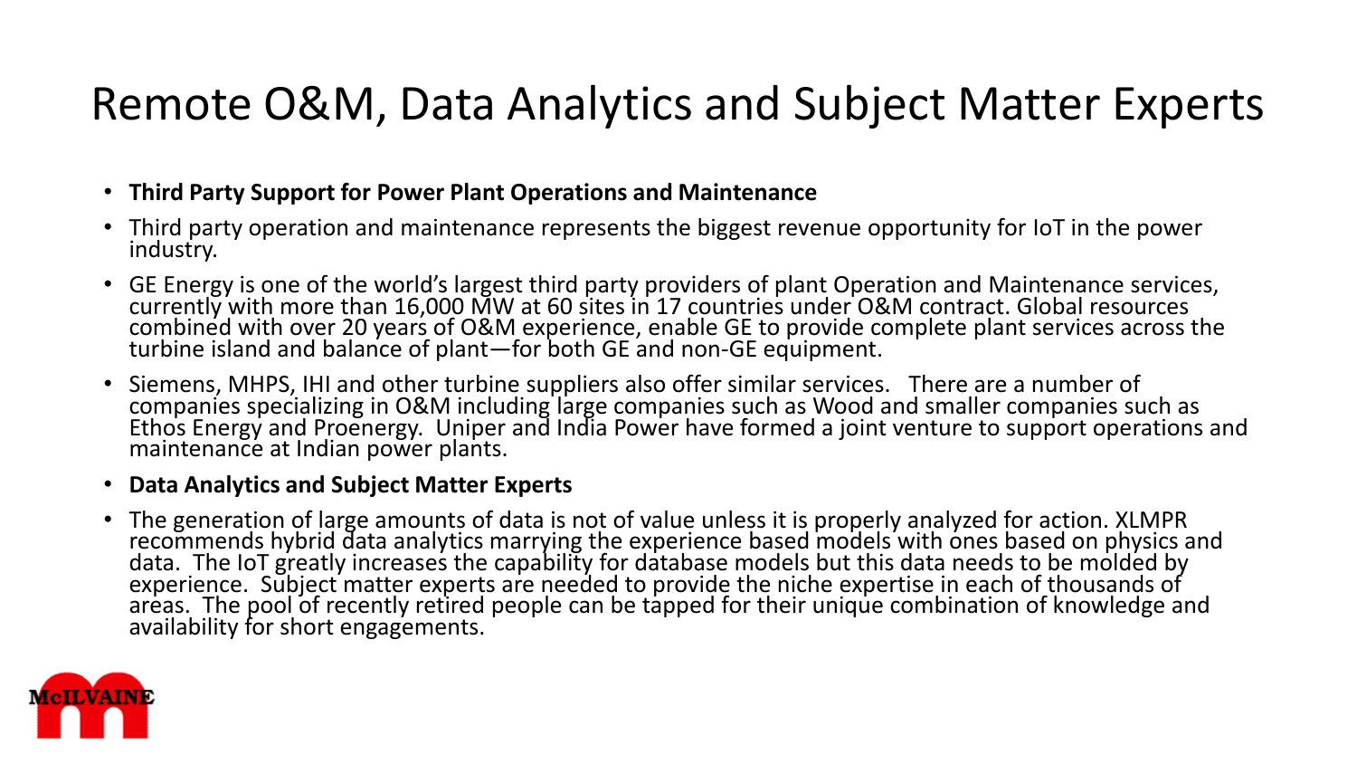# Remote O&M, Data Analytics and Subject Matter Experts

- **Third Party Support for Power Plant Operations and Maintenance**
- Third party operation and maintenance represents the biggest revenue opportunity for IoT in the power industry.
- GE Energy is one of the world's largest third party providers of plant Operation and Maintenance services, currently with more than 16,000 MW at 60 sites in 17 countries under O&M contract. Global resources combined with over 20 years of O&M experience, enable GE to provide complete plant services across the turbine island and balance of plant—for both GE and non-GE equipment.
- Siemens, MHPS, IHI and other turbine suppliers also offer similar services. There are a number of companies specializing in O&M including large companies such as Wood and smaller companies such as Ethos Energy and Proenergy. Uniper and India Power have formed a joint venture to support operations and maintenance at Indian power plants.
- **Data Analytics and Subject Matter Experts**
- The generation of large amounts of data is not of value unless it is properly analyzed for action. XLMPR recommends hybrid data analytics marrying the experience based models with ones based on physics and data. The IoT greatly increases the capability for database models but this data needs to be molded by experience. Subject matter experts are needed to provide the niche expertise in each of thousands of areas. The pool of recently retired people can be tapped for their unique combination of knowledge and availability for short engagements.

McILVAINE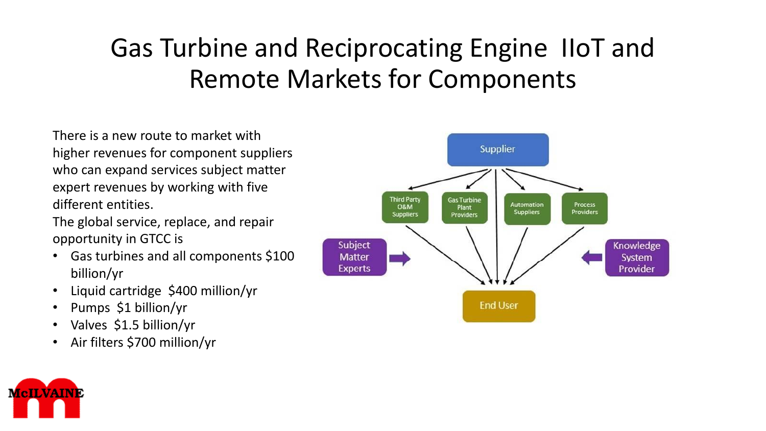# Gas Turbine and Reciprocating Engine IIoT and Remote Markets for Components

There is a new route to market with higher revenues for component suppliers who can expand services subject matter expert revenues by working with five different entities.

The global service, replace, and repair opportunity in GTCC is

- Gas turbines and all components $100 billion/yr
- Liquid cartridge $400 million/yr
- Pumps $1 billion/yr
- Valves $1.5 billion/yr
- Air filters $700 million/yr

Supplier

Third Party O&M Suppliers

Gas Turbine Plant Providers

Automation Suppliers

Process Providers

Subject Matter Experts

Knowledge System Provider

End User